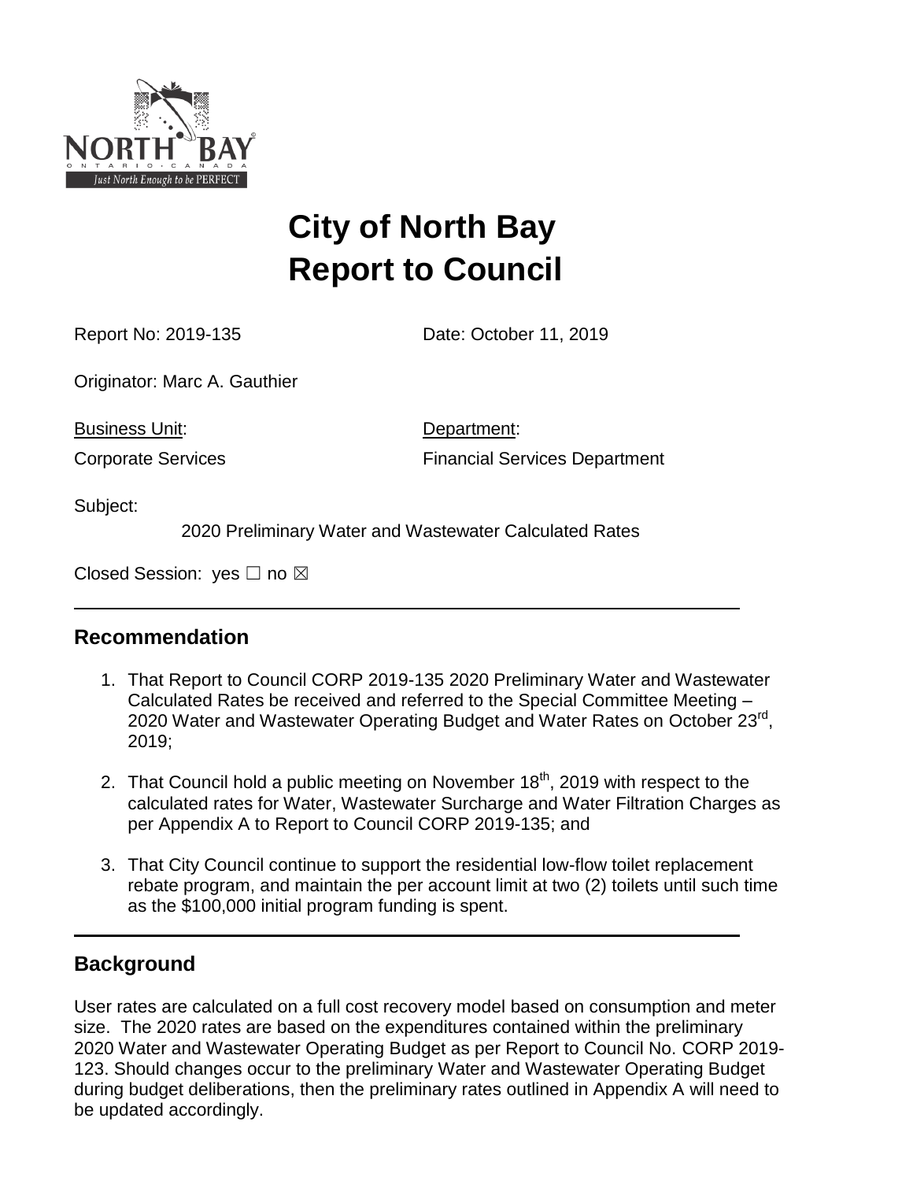# City of North Bay
# Report to Council

Report No: 2019-135 Date: October 11, 2019

Originator: Marc A. Gauthier

Business Unit: Department:

Corporate Services Financial Services Department

Subject:

2020 Preliminary Water and Wastewater Calculated Rates

Closed Session: yes ☐ no ☒

---

## Recommendation

1. That Report to Council CORP 2019-135 2020 Preliminary Water and Wastewater Calculated Rates be received and referred to the Special Committee Meeting – 2020 Water and Wastewater Operating Budget and Water Rates on October 23rd, 2019;
2. That Council hold a public meeting on November 18th, 2019 with respect to the calculated rates for Water, Wastewater Surcharge and Water Filtration Charges as per Appendix A to Report to Council CORP 2019-135; and
3. That City Council continue to support the residential low-flow toilet replacement rebate program, and maintain the per account limit at two (2) toilets until such time as the $100,000 initial program funding is spent.

---

## Background

User rates are calculated on a full cost recovery model based on consumption and meter size. The 2020 rates are based on the expenditures contained within the preliminary 2020 Water and Wastewater Operating Budget as per Report to Council No. CORP 2019-123. Should changes occur to the preliminary Water and Wastewater Operating Budget during budget deliberations, then the preliminary rates outlined in Appendix A will need to be updated accordingly.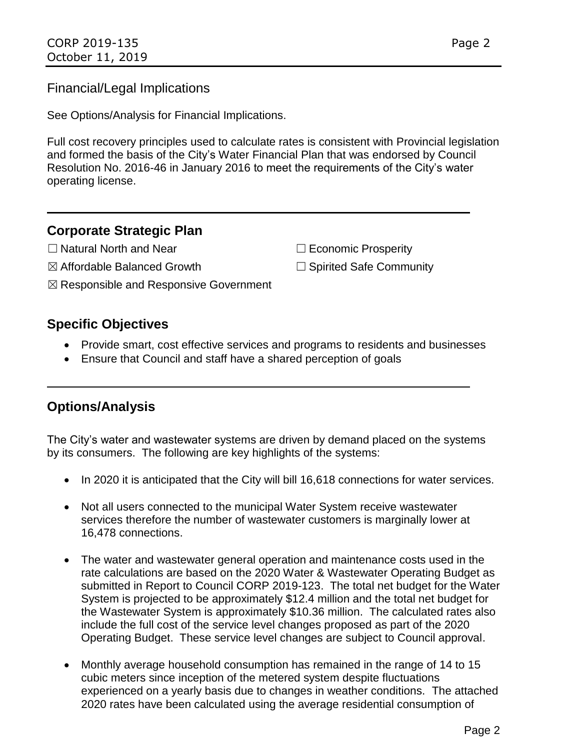## Financial/Legal Implications

See Options/Analysis for Financial Implications.

Full cost recovery principles used to calculate rates is consistent with Provincial legislation and formed the basis of the City's Water Financial Plan that was endorsed by Council Resolution No. 2016-46 in January 2016 to meet the requirements of the City's water operating license.

## Corporate Strategic Plan

☐ Natural North and Near

☐ Economic Prosperity

☒ Affordable Balanced Growth

☐ Spirited Safe Community

☒ Responsible and Responsive Government

## Specific Objectives

- Provide smart, cost effective services and programs to residents and businesses
- Ensure that Council and staff have a shared perception of goals

## Options/Analysis

The City's water and wastewater systems are driven by demand placed on the systems by its consumers. The following are key highlights of the systems:

- In 2020 it is anticipated that the City will bill 16,618 connections for water services.
- Not all users connected to the municipal Water System receive wastewater services therefore the number of wastewater customers is marginally lower at 16,478 connections.
- The water and wastewater general operation and maintenance costs used in the rate calculations are based on the 2020 Water & Wastewater Operating Budget as submitted in Report to Council CORP 2019-123. The total net budget for the Water System is projected to be approximately $12.4 million and the total net budget for the Wastewater System is approximately $10.36 million. The calculated rates also include the full cost of the service level changes proposed as part of the 2020 Operating Budget. These service level changes are subject to Council approval.
- Monthly average household consumption has remained in the range of 14 to 15 cubic meters since inception of the metered system despite fluctuations experienced on a yearly basis due to changes in weather conditions. The attached 2020 rates have been calculated using the average residential consumption of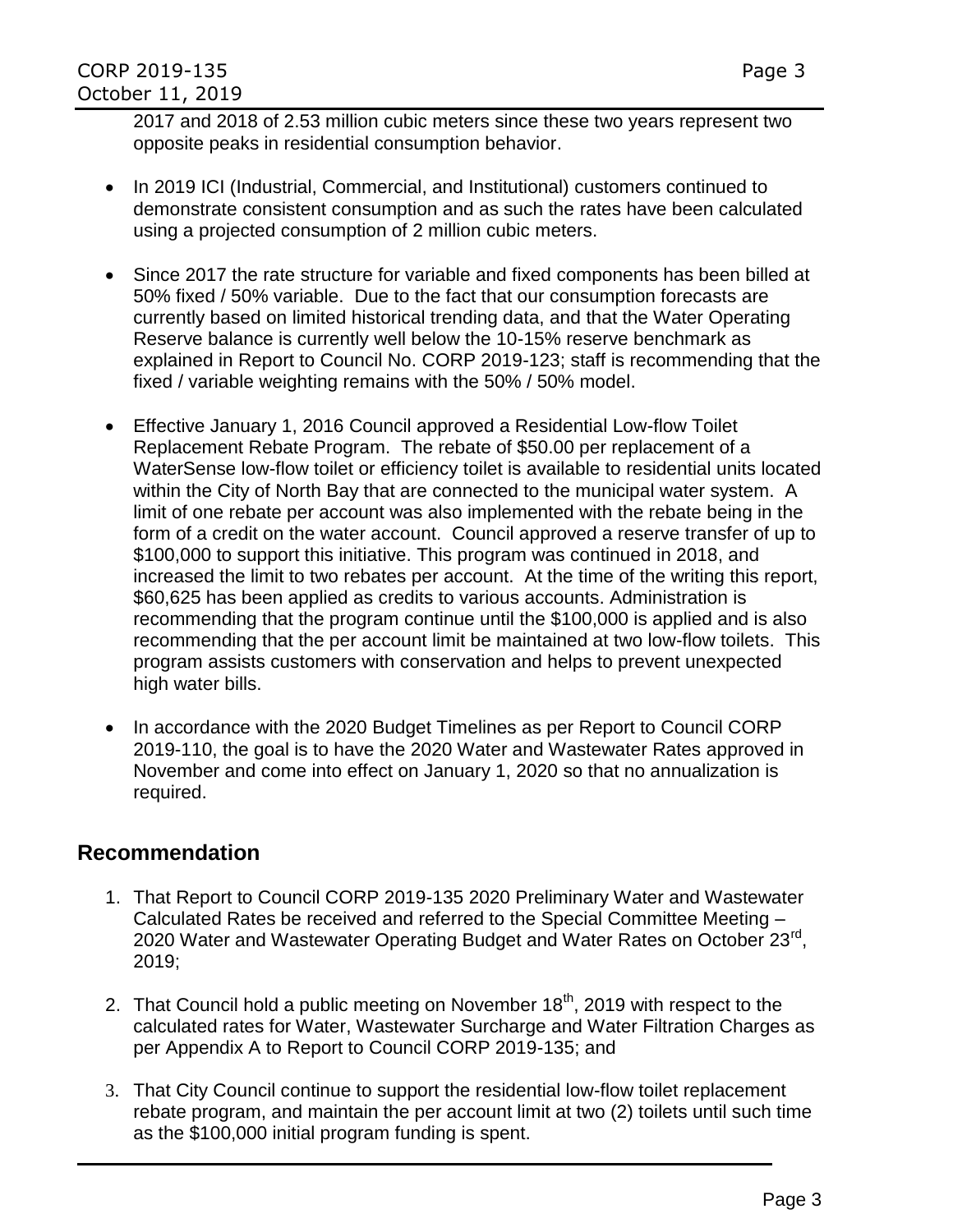2017 and 2018 of 2.53 million cubic meters since these two years represent two opposite peaks in residential consumption behavior.

- In 2019 ICI (Industrial, Commercial, and Institutional) customers continued to demonstrate consistent consumption and as such the rates have been calculated using a projected consumption of 2 million cubic meters.

- Since 2017 the rate structure for variable and fixed components has been billed at 50% fixed / 50% variable. Due to the fact that our consumption forecasts are currently based on limited historical trending data, and that the Water Operating Reserve balance is currently well below the 10-15% reserve benchmark as explained in Report to Council No. CORP 2019-123; staff is recommending that the fixed / variable weighting remains with the 50% / 50% model.

- Effective January 1, 2016 Council approved a Residential Low-flow Toilet Replacement Rebate Program. The rebate of $50.00 per replacement of a WaterSense low-flow toilet or efficiency toilet is available to residential units located within the City of North Bay that are connected to the municipal water system. A limit of one rebate per account was also implemented with the rebate being in the form of a credit on the water account. Council approved a reserve transfer of up to $100,000 to support this initiative. This program was continued in 2018, and increased the limit to two rebates per account. At the time of the writing this report, $60,625 has been applied as credits to various accounts. Administration is recommending that the program continue until the $100,000 is applied and is also recommending that the per account limit be maintained at two low-flow toilets. This program assists customers with conservation and helps to prevent unexpected high water bills.

- In accordance with the 2020 Budget Timelines as per Report to Council CORP 2019-110, the goal is to have the 2020 Water and Wastewater Rates approved in November and come into effect on January 1, 2020 so that no annualization is required.

## Recommendation

1. That Report to Council CORP 2019-135 2020 Preliminary Water and Wastewater Calculated Rates be received and referred to the Special Committee Meeting – 2020 Water and Wastewater Operating Budget and Water Rates on October 23rd, 2019;

2. That Council hold a public meeting on November 18th, 2019 with respect to the calculated rates for Water, Wastewater Surcharge and Water Filtration Charges as per Appendix A to Report to Council CORP 2019-135; and

3. That City Council continue to support the residential low-flow toilet replacement rebate program, and maintain the per account limit at two (2) toilets until such time as the $100,000 initial program funding is spent.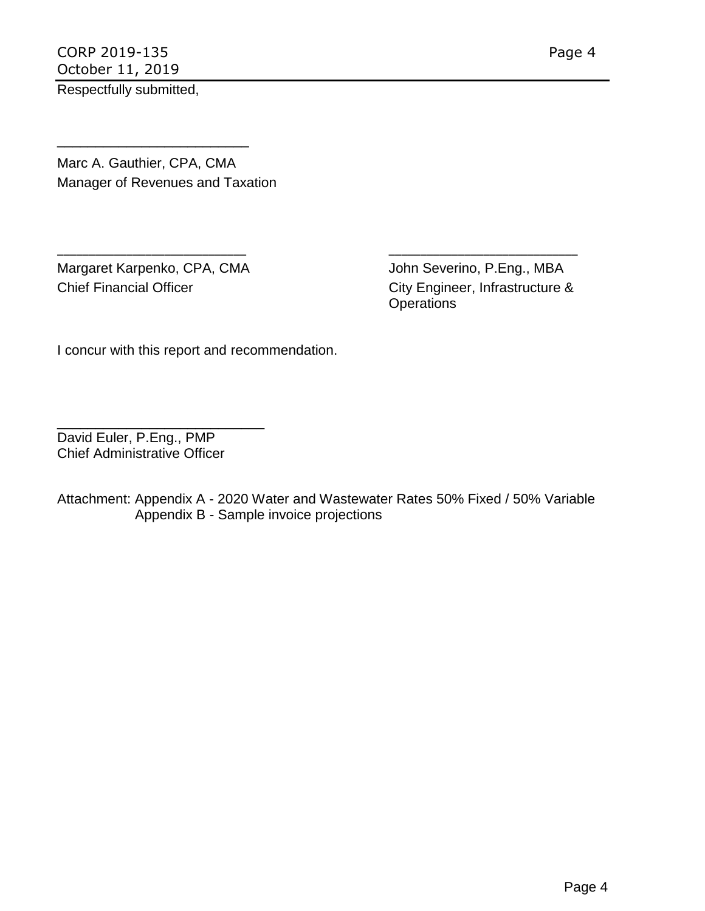Respectfully submitted,

\_\_\_\_\_\_\_\_\_\_\_\_\_\_\_\_\_\_\_\_\_\_\_\_

Marc A. Gauthier, CPA, CMA
Manager of Revenues and Taxation

\_\_\_\_\_\_\_\_\_\_\_\_\_\_\_\_\_\_\_\_\_\_\_\_

Margaret Karpenko, CPA, CMA
Chief Financial Officer

\_\_\_\_\_\_\_\_\_\_\_\_\_\_\_\_\_\_\_\_\_\_\_\_

John Severino, P.Eng., MBA
City Engineer, Infrastructure & Operations

I concur with this report and recommendation.

\_\_\_\_\_\_\_\_\_\_\_\_\_\_\_\_\_\_\_\_\_\_\_\_

David Euler, P.Eng., PMP
Chief Administrative Officer

Attachment: Appendix A - 2020 Water and Wastewater Rates 50% Fixed / 50% Variable
Appendix B - Sample invoice projections